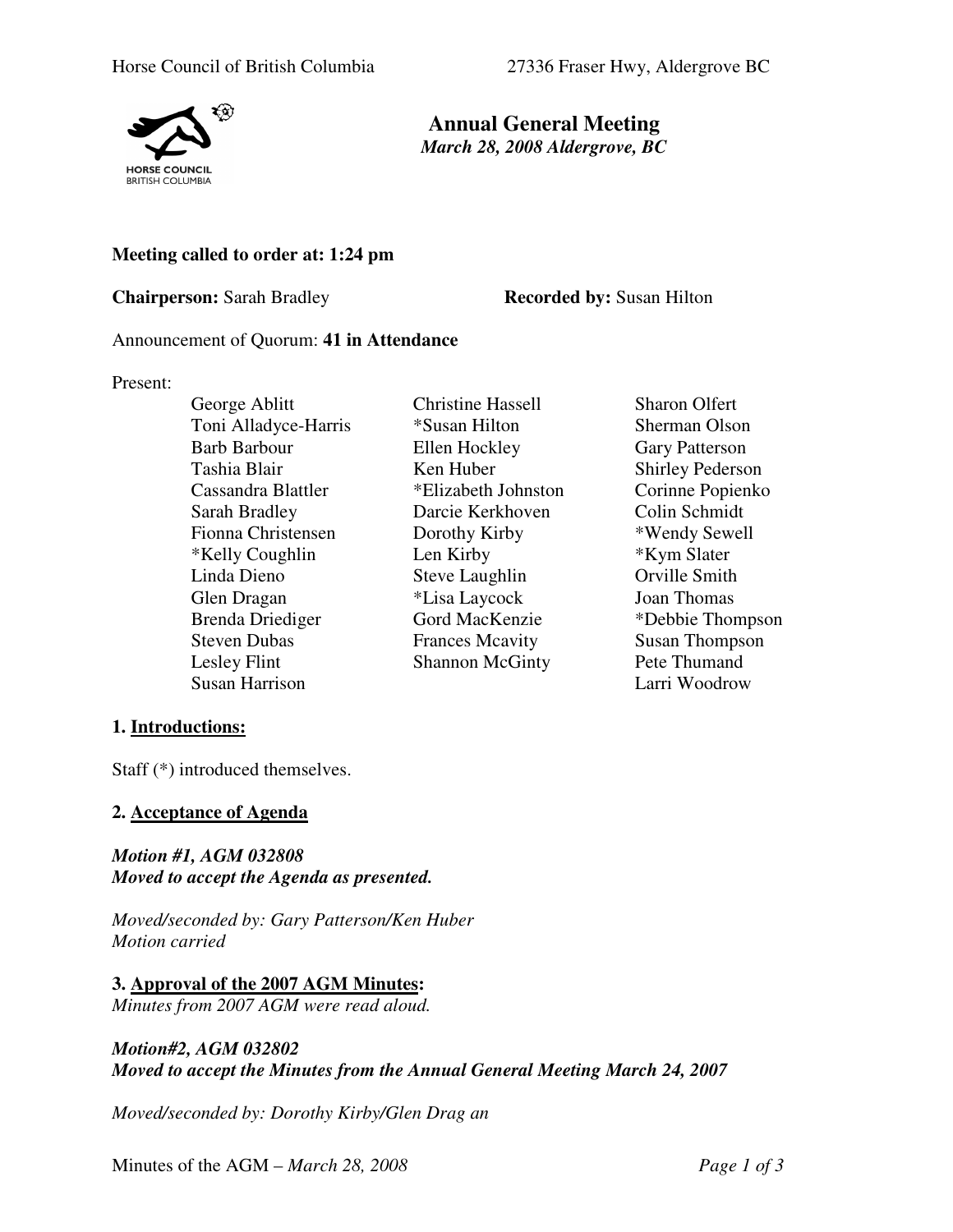# Annual General Meeting

*March 28, 2008 Aldergrove, BC*

**Meeting called to order at: 1:24 pm**

**Chairperson:** Sarah Bradley **Recorded by:** Susan Hilton

Announcement of Quorum: **41 in Attendance**

Present:

| | | |
|---|---|---|
| George Ablitt | Christine Hassell | Sharon Olfert |
| Toni Alladyce-Harris | *Susan Hilton | Sherman Olson |
| Barb Barbour | Ellen Hockley | Gary Patterson |
| Tashia Blair | Ken Huber | Shirley Pederson |
| Cassandra Blattler | *Elizabeth Johnston | Corinne Popienko |
| Sarah Bradley | Darcie Kerkhoven | Colin Schmidt |
| Fionna Christensen | Dorothy Kirby | *Wendy Sewell |
| *Kelly Coughlin | Len Kirby | *Kym Slater |
| Linda Dieno | Steve Laughlin | Orville Smith |
| Glen Dragan | *Lisa Laycock | Joan Thomas |
| Brenda Driediger | Gord MacKenzie | *Debbie Thompson |
| Steven Dubas | Frances Mcavity | Susan Thompson |
| Lesley Flint | Shannon McGinty | Pete Thumand |
| Susan Harrison | | Larri Woodrow |

## 1. Introductions:

Staff (*) introduced themselves.

## 2. Acceptance of Agenda

***Motion #1, AGM 032808***
***Moved to accept the Agenda as presented.***

*Moved/seconded by: Gary Patterson/Ken Huber*
*Motion carried*

## 3. Approval of the 2007 AGM Minutes:

*Minutes from 2007 AGM were read aloud.*

***Motion#2, AGM 032802***
***Moved to accept the Minutes from the Annual General Meeting March 24, 2007***

*Moved/seconded by: Dorothy Kirby/Glen Drag an*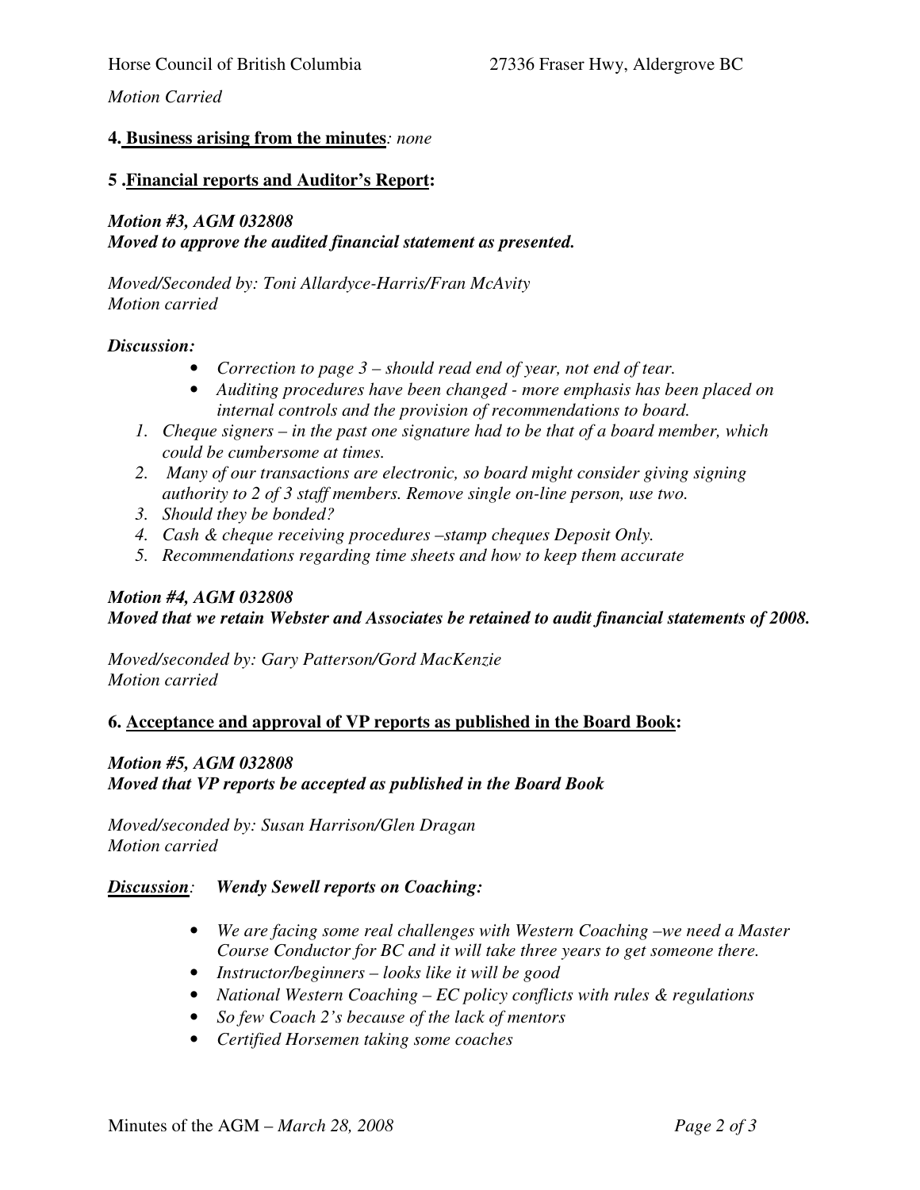*Motion Carried*

**4. Business arising from the minutes***: none*

**5 .Financial reports and Auditor's Report:**

***Motion #3, AGM 032808***
***Moved to approve the audited financial statement as presented.***

*Moved/Seconded by: Toni Allardyce-Harris/Fran McAvity*
*Motion carried*

***Discussion:***

- *Correction to page 3 – should read end of year, not end of tear.*
- *Auditing procedures have been changed - more emphasis has been placed on internal controls and the provision of recommendations to board.*

1. *Cheque signers – in the past one signature had to be that of a board member, which could be cumbersome at times.*
2. *Many of our transactions are electronic, so board might consider giving signing authority to 2 of 3 staff members. Remove single on-line person, use two.*
3. *Should they be bonded?*
4. *Cash & cheque receiving procedures –stamp cheques Deposit Only.*
5. *Recommendations regarding time sheets and how to keep them accurate*

***Motion #4, AGM 032808***
***Moved that we retain Webster and Associates be retained to audit financial statements of 2008.***

*Moved/seconded by: Gary Patterson/Gord MacKenzie*
*Motion carried*

**6. Acceptance and approval of VP reports as published in the Board Book:**

***Motion #5, AGM 032808***
***Moved that VP reports be accepted as published in the Board Book***

*Moved/seconded by: Susan Harrison/Glen Dragan*
*Motion carried*

***Discussion**: **Wendy Sewell reports on Coaching:***

- *We are facing some real challenges with Western Coaching –we need a Master Course Conductor for BC and it will take three years to get someone there.*
- *Instructor/beginners – looks like it will be good*
- *National Western Coaching – EC policy conflicts with rules & regulations*
- *So few Coach 2's because of the lack of mentors*
- *Certified Horsemen taking some coaches*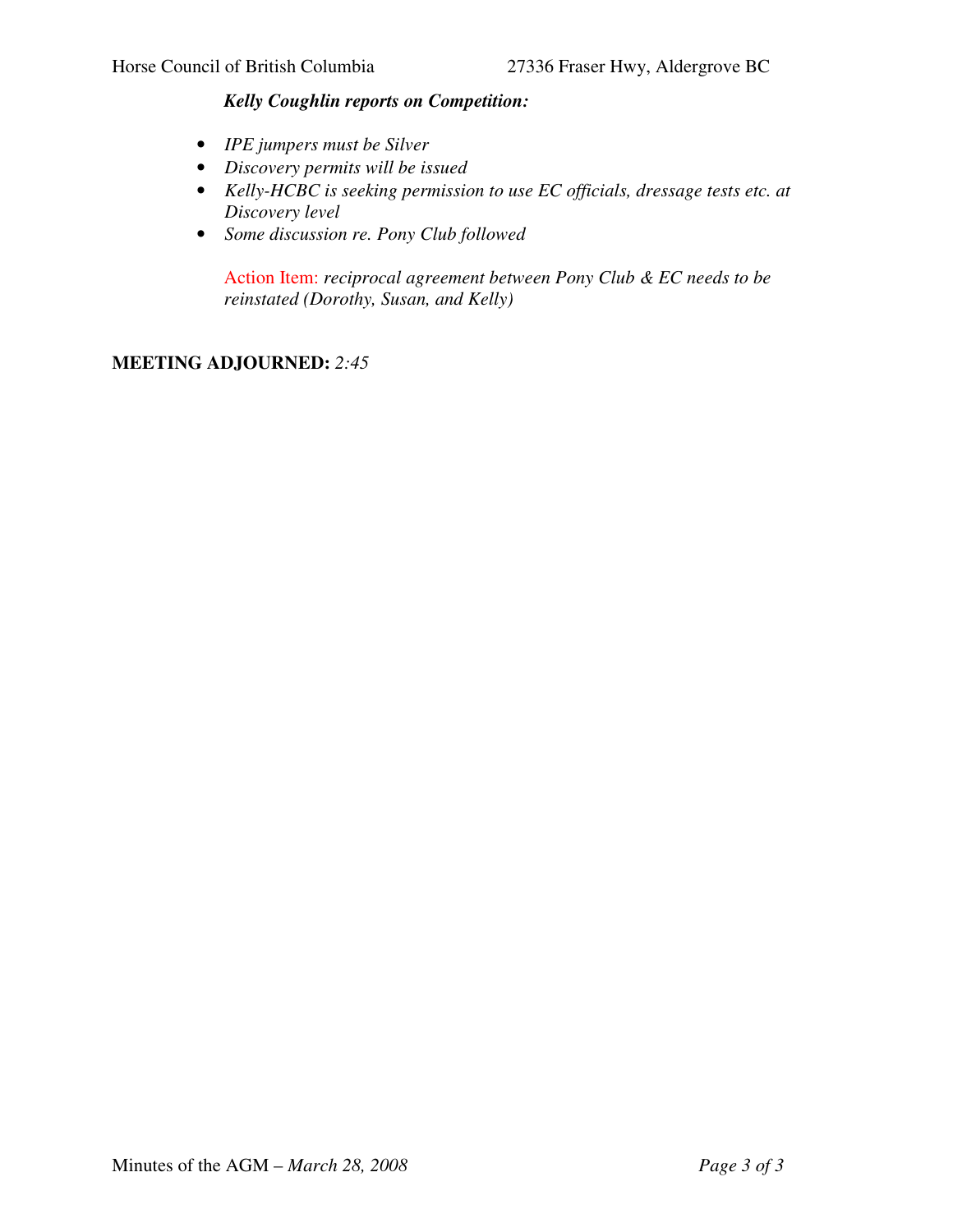***Kelly Coughlin reports on Competition:***

- *IPE jumpers must be Silver*
- *Discovery permits will be issued*
- *Kelly-HCBC is seeking permission to use EC officials, dressage tests etc. at Discovery level*
- *Some discussion re. Pony Club followed*

Action Item: *reciprocal agreement between Pony Club & EC needs to be reinstated (Dorothy, Susan, and Kelly)*

**MEETING ADJOURNED:** *2:45*